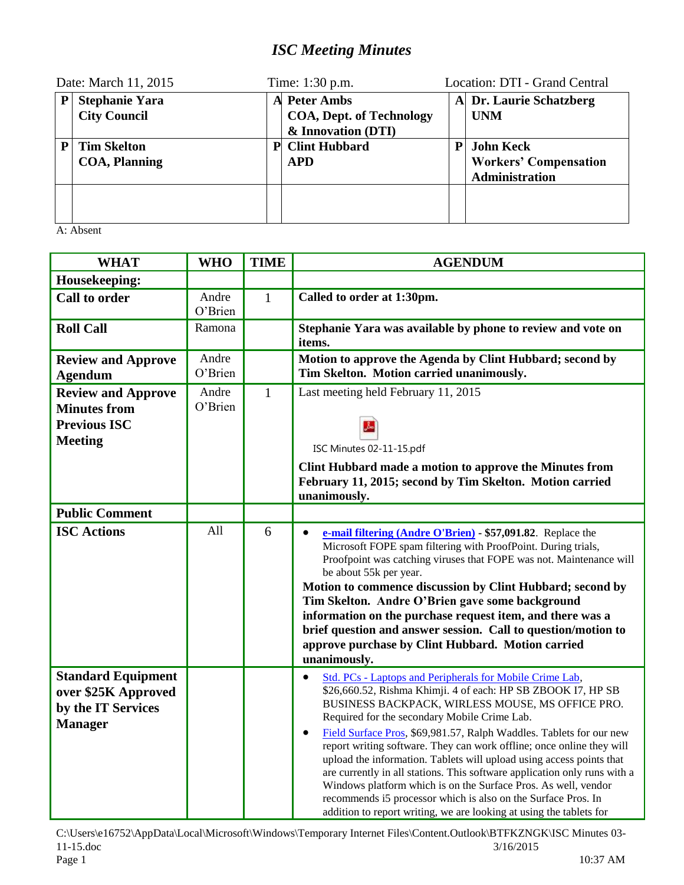# *ISC Meeting Minutes*

Date: March 11, 2015 | Time: 1:30 p.m. | Location: DTI - Grand Central

| | | | | | |
|---|---|---|---|---|---|
| P | **Stephanie Yara**<br>**City Council** | A | **Peter Ambs**<br>**COA, Dept. of Technology & Innovation (DTI)** | A | **Dr. Laurie Schatzberg**<br>**UNM** |
| P | **Tim Skelton**<br>**COA, Planning** | P | **Clint Hubbard**<br>**APD** | P | **John Keck**<br>**Workers' Compensation Administration** |
| | | | | | |

A: Absent

| WHAT | WHO | TIME | AGENDUM |
|---|---|---|---|
| **Housekeeping:** | | | |
| **Call to order** | Andre O'Brien | 1 | **Called to order at 1:30pm.** |
| **Roll Call** | Ramona | | **Stephanie Yara was available by phone to review and vote on items.** |
| **Review and Approve Agendum** | Andre O'Brien | | **Motion to approve the Agenda by Clint Hubbard; second by Tim Skelton. Motion carried unanimously.** |
| **Review and Approve Minutes from Previous ISC Meeting** | Andre O'Brien | 1 | Last meeting held February 11, 2015<br><br>ISC Minutes 02-11-15.pdf<br><br>**Clint Hubbard made a motion to approve the Minutes from February 11, 2015; second by Tim Skelton. Motion carried unanimously.** |
| **Public Comment** | | | |
| **ISC Actions** | All | 6 | • **e-mail filtering (Andre O'Brien)** - **$57,091.82**. Replace the Microsoft FOPE spam filtering with ProofPoint. During trials, Proofpoint was catching viruses that FOPE was not. Maintenance will be about 55k per year.<br>**Motion to commence discussion by Clint Hubbard; second by Tim Skelton. Andre O'Brien gave some background information on the purchase request item, and there was a brief question and answer session. Call to question/motion to approve purchase by Clint Hubbard. Motion carried unanimously.** |
| **Standard Equipment over $25K Approved by the IT Services Manager** | | | • Std. PCs - Laptops and Peripherals for Mobile Crime Lab, $26,660.52, Rishma Khimji. 4 of each: HP SB ZBOOK I7, HP SB BUSINESS BACKPACK, WIRLESS MOUSE, MS OFFICE PRO. Required for the secondary Mobile Crime Lab.<br>• Field Surface Pros, $69,981.57, Ralph Waddles. Tablets for our new report writing software. They can work offline; once online they will upload the information. Tablets will upload using access points that are currently in all stations. This software application only runs with a Windows platform which is on the Surface Pros. As well, vendor recommends i5 processor which is also on the Surface Pros. In addition to report writing, we are looking at using the tablets for |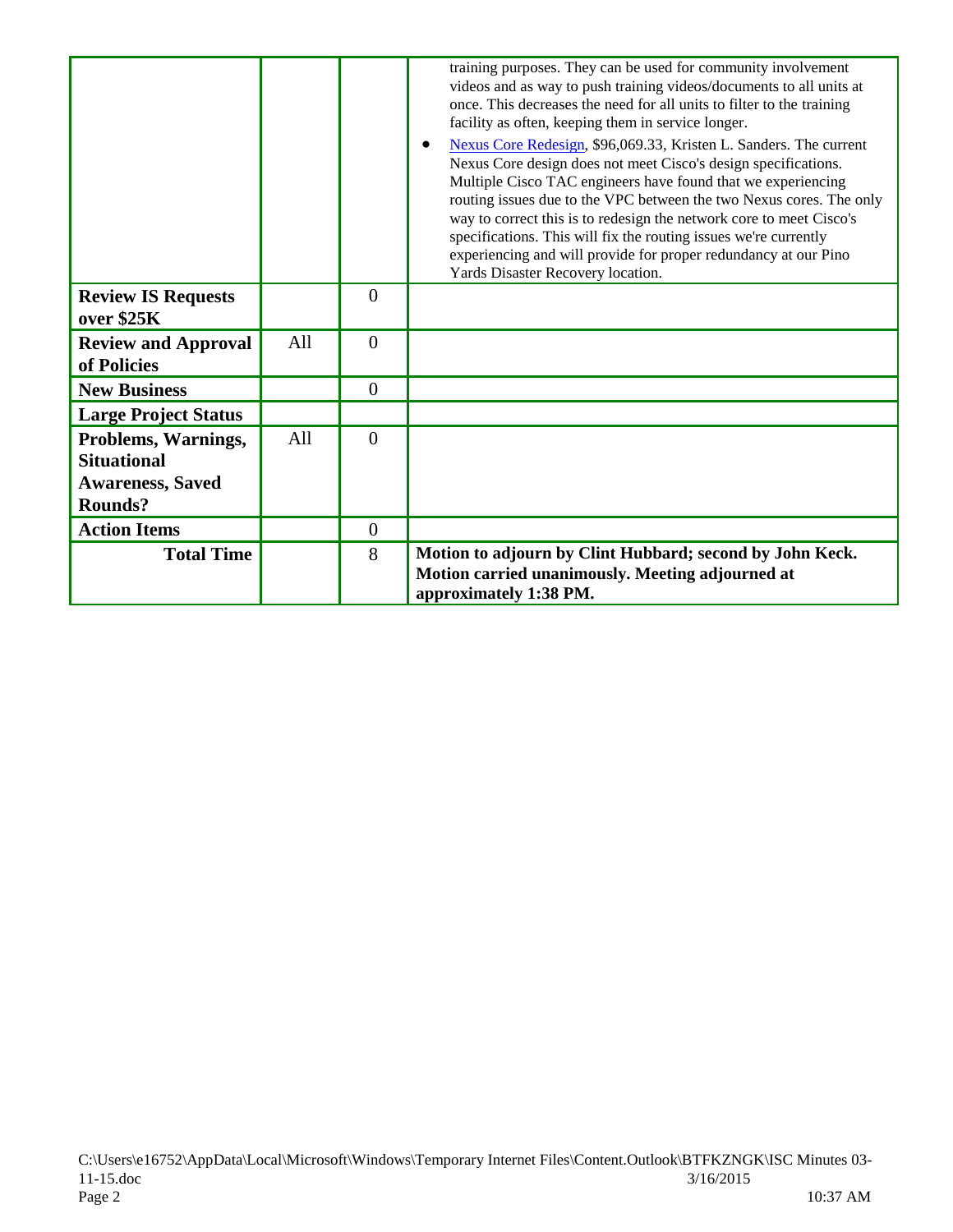| | | | |
|---|---|---|---|
| | | | training purposes. They can be used for community involvement videos and as way to push training videos/documents to all units at once. This decreases the need for all units to filter to the training facility as often, keeping them in service longer.<br>• Nexus Core Redesign, $96,069.33, Kristen L. Sanders. The current Nexus Core design does not meet Cisco's design specifications. Multiple Cisco TAC engineers have found that we experiencing routing issues due to the VPC between the two Nexus cores. The only way to correct this is to redesign the network core to meet Cisco's specifications. This will fix the routing issues we're currently experiencing and will provide for proper redundancy at our Pino Yards Disaster Recovery location. |
| **Review IS Requests over $25K** | | 0 | |
| **Review and Approval of Policies** | All | 0 | |
| **New Business** | | 0 | |
| **Large Project Status** | | | |
| **Problems, Warnings, Situational Awareness, Saved Rounds?** | All | 0 | |
| **Action Items** | | 0 | |
| **Total Time** | | 8 | **Motion to adjourn by Clint Hubbard; second by John Keck. Motion carried unanimously. Meeting adjourned at approximately 1:38 PM.** |